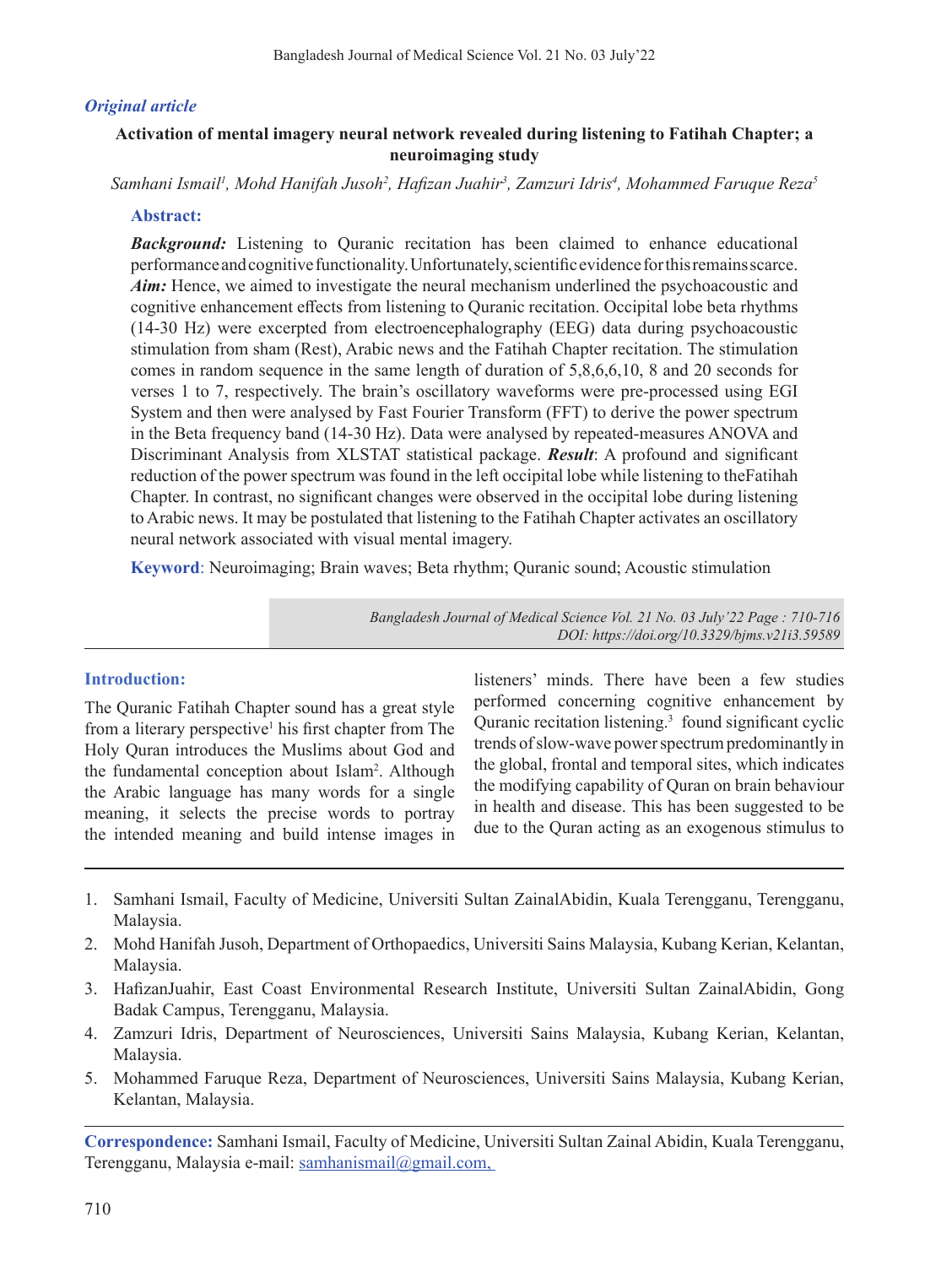*Original article*

# Activation of mental imagery neural network revealed during listening to Fatihah Chapter; a neuroimaging study

*Samhani Ismail[1], Mohd Hanifah Jusoh[2], Hafizan Juahir[3], Zamzuri Idris[4], Mohammed Faruque Reza[5]*

## Abstract:

***Background:*** Listening to Quranic recitation has been claimed to enhance educational performance and cognitive functionality. Unfortunately, scientific evidence for this remains scarce. ***Aim:*** Hence, we aimed to investigate the neural mechanism underlined the psychoacoustic and cognitive enhancement effects from listening to Quranic recitation. Occipital lobe beta rhythms (14-30 Hz) were excerpted from electroencephalography (EEG) data during psychoacoustic stimulation from sham (Rest), Arabic news and the Fatihah Chapter recitation. The stimulation comes in random sequence in the same length of duration of 5,8,6,6,10, 8 and 20 seconds for verses 1 to 7, respectively. The brain's oscillatory waveforms were pre-processed using EGI System and then were analysed by Fast Fourier Transform (FFT) to derive the power spectrum in the Beta frequency band (14-30 Hz). Data were analysed by repeated-measures ANOVA and Discriminant Analysis from XLSTAT statistical package. ***Result***: A profound and significant reduction of the power spectrum was found in the left occipital lobe while listening to theFatihah Chapter. In contrast, no significant changes were observed in the occipital lobe during listening to Arabic news. It may be postulated that listening to the Fatihah Chapter activates an oscillatory neural network associated with visual mental imagery.

**Keyword**: Neuroimaging; Brain waves; Beta rhythm; Quranic sound; Acoustic stimulation

*Bangladesh Journal of Medical Science Vol. 21 No. 03 July'22 Page : 710-716*
*DOI: https://doi.org/10.3329/bjms.v21i3.59589*

## Introduction:

The Quranic Fatihah Chapter sound has a great style from a literary perspective[1] his first chapter from The Holy Quran introduces the Muslims about God and the fundamental conception about Islam[2]. Although the Arabic language has many words for a single meaning, it selects the precise words to portray the intended meaning and build intense images in listeners' minds. There have been a few studies performed concerning cognitive enhancement by Quranic recitation listening.[3] found significant cyclic trends of slow-wave power spectrum predominantly in the global, frontal and temporal sites, which indicates the modifying capability of Quran on brain behaviour in health and disease. This has been suggested to be due to the Quran acting as an exogenous stimulus to

1. Samhani Ismail, Faculty of Medicine, Universiti Sultan ZainalAbidin, Kuala Terengganu, Terengganu, Malaysia.
2. Mohd Hanifah Jusoh, Department of Orthopaedics, Universiti Sains Malaysia, Kubang Kerian, Kelantan, Malaysia.
3. HafizanJuahir, East Coast Environmental Research Institute, Universiti Sultan ZainalAbidin, Gong Badak Campus, Terengganu, Malaysia.
4. Zamzuri Idris, Department of Neurosciences, Universiti Sains Malaysia, Kubang Kerian, Kelantan, Malaysia.
5. Mohammed Faruque Reza, Department of Neurosciences, Universiti Sains Malaysia, Kubang Kerian, Kelantan, Malaysia.

**Correspondence:** Samhani Ismail, Faculty of Medicine, Universiti Sultan Zainal Abidin, Kuala Terengganu, Terengganu, Malaysia e-mail: samhanismail@gmail.com,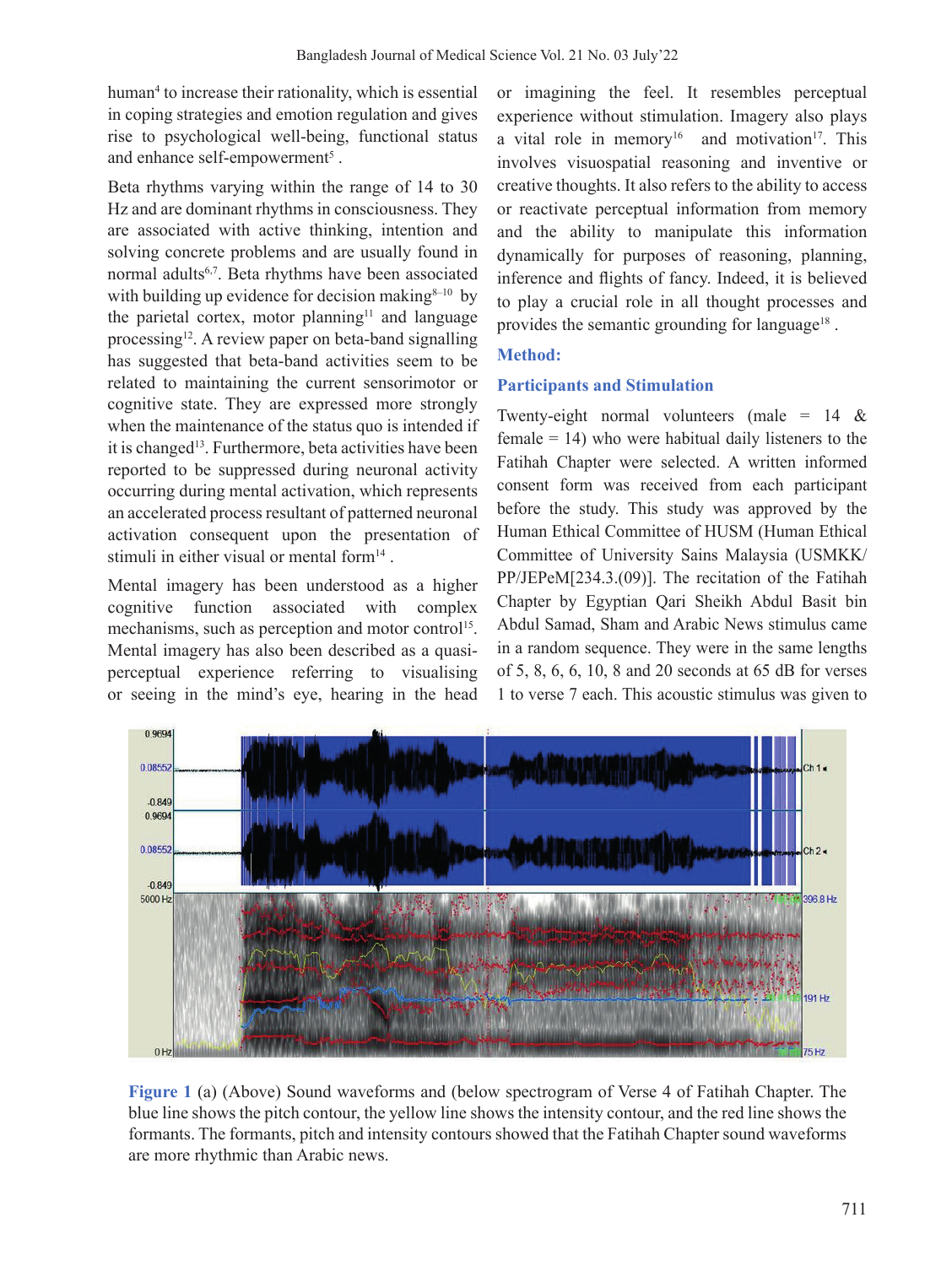human[4] to increase their rationality, which is essential in coping strategies and emotion regulation and gives rise to psychological well-being, functional status and enhance self-empowerment[5] .

Beta rhythms varying within the range of 14 to 30 Hz and are dominant rhythms in consciousness. They are associated with active thinking, intention and solving concrete problems and are usually found in normal adults[6,7]. Beta rhythms have been associated with building up evidence for decision making[8–10] by the parietal cortex, motor planning[11] and language processing[12]. A review paper on beta-band signalling has suggested that beta-band activities seem to be related to maintaining the current sensorimotor or cognitive state. They are expressed more strongly when the maintenance of the status quo is intended if it is changed[13]. Furthermore, beta activities have been reported to be suppressed during neuronal activity occurring during mental activation, which represents an accelerated process resultant of patterned neuronal activation consequent upon the presentation of stimuli in either visual or mental form[14] .

Mental imagery has been understood as a higher cognitive function associated with complex mechanisms, such as perception and motor control[15]. Mental imagery has also been described as a quasi-perceptual experience referring to visualising or seeing in the mind's eye, hearing in the head or imagining the feel. It resembles perceptual experience without stimulation. Imagery also plays a vital role in memory[16] and motivation[17]. This involves visuospatial reasoning and inventive or creative thoughts. It also refers to the ability to access or reactivate perceptual information from memory and the ability to manipulate this information dynamically for purposes of reasoning, planning, inference and flights of fancy. Indeed, it is believed to play a crucial role in all thought processes and provides the semantic grounding for language[18] .

## Method:

### Participants and Stimulation

Twenty-eight normal volunteers (male = 14 & female = 14) who were habitual daily listeners to the Fatihah Chapter were selected. A written informed consent form was received from each participant before the study. This study was approved by the Human Ethical Committee of HUSM (Human Ethical Committee of University Sains Malaysia (USMKK/PP/JEPeM[234.3.(09)]. The recitation of the Fatihah Chapter by Egyptian Qari Sheikh Abdul Basit bin Abdul Samad, Sham and Arabic News stimulus came in a random sequence. They were in the same lengths of 5, 8, 6, 6, 10, 8 and 20 seconds at 65 dB for verses 1 to verse 7 each. This acoustic stimulus was given to

**Figure 1** (a) (Above) Sound waveforms and (below spectrogram of Verse 4 of Fatihah Chapter. The blue line shows the pitch contour, the yellow line shows the intensity contour, and the red line shows the formants. The formants, pitch and intensity contours showed that the Fatihah Chapter sound waveforms are more rhythmic than Arabic news.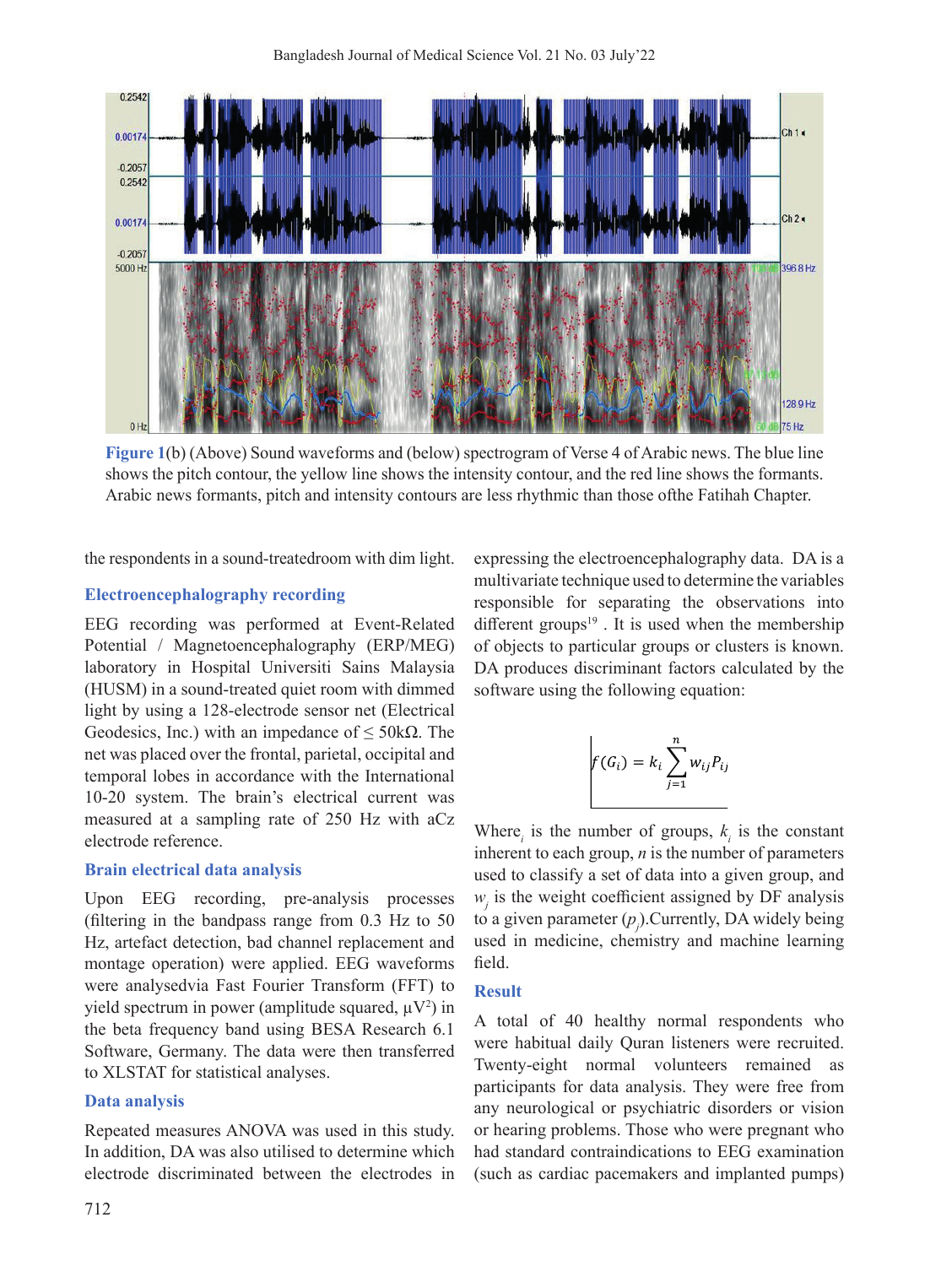Figure 1(b) (Above) Sound waveforms and (below) spectrogram of Verse 4 of Arabic news. The blue line shows the pitch contour, the yellow line shows the intensity contour, and the red line shows the formants. Arabic news formants, pitch and intensity contours are less rhythmic than those ofthe Fatihah Chapter.

the respondents in a sound-treatedroom with dim light.

### Electroencephalography recording

EEG recording was performed at Event-Related Potential / Magnetoencephalography (ERP/MEG) laboratory in Hospital Universiti Sains Malaysia (HUSM) in a sound-treated quiet room with dimmed light by using a 128-electrode sensor net (Electrical Geodesics, Inc.) with an impedance of ≤ 50kΩ. The net was placed over the frontal, parietal, occipital and temporal lobes in accordance with the International 10-20 system. The brain's electrical current was measured at a sampling rate of 250 Hz with aCz electrode reference.

### Brain electrical data analysis

Upon EEG recording, pre-analysis processes (filtering in the bandpass range from 0.3 Hz to 50 Hz, artefact detection, bad channel replacement and montage operation) were applied. EEG waveforms were analysedvia Fast Fourier Transform (FFT) to yield spectrum in power (amplitude squared, $\mu V^2$) in the beta frequency band using BESA Research 6.1 Software, Germany. The data were then transferred to XLSTAT for statistical analyses.

### Data analysis

Repeated measures ANOVA was used in this study. In addition, DA was also utilised to determine which electrode discriminated between the electrodes in expressing the electroencephalography data. DA is a multivariate technique used to determine the variables responsible for separating the observations into different groups[19] . It is used when the membership of objects to particular groups or clusters is known. DA produces discriminant factors calculated by the software using the following equation:

$$f(G_i) = k_i \sum_{j=1}^{n} w_{ij} P_{ij}$$

Where$_i$ is the number of groups, $k_i$ is the constant inherent to each group, $n$ is the number of parameters used to classify a set of data into a given group, and $w_j$ is the weight coefficient assigned by DF analysis to a given parameter ($p_j$).Currently, DA widely being used in medicine, chemistry and machine learning field.

### Result

A total of 40 healthy normal respondents who were habitual daily Quran listeners were recruited. Twenty-eight normal volunteers remained as participants for data analysis. They were free from any neurological or psychiatric disorders or vision or hearing problems. Those who were pregnant who had standard contraindications to EEG examination (such as cardiac pacemakers and implanted pumps)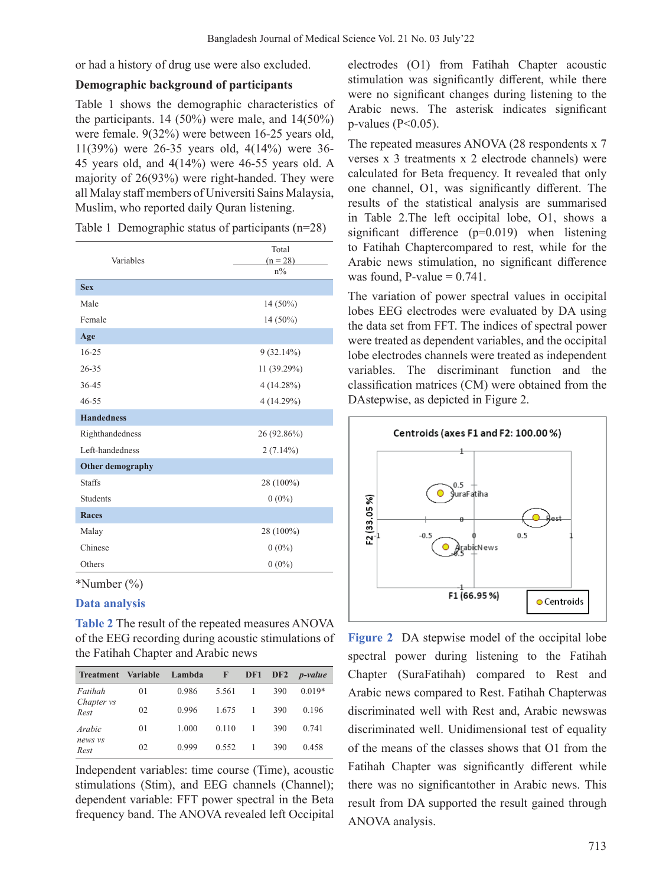or had a history of drug use were also excluded.

**Demographic background of participants**

Table 1 shows the demographic characteristics of the participants. 14 (50%) were male, and 14(50%) were female. 9(32%) were between 16-25 years old, 11(39%) were 26-35 years old, 4(14%) were 36-45 years old, and 4(14%) were 46-55 years old. A majority of 26(93%) were right-handed. They were all Malay staff members of Universiti Sains Malaysia, Muslim, who reported daily Quran listening.

Table 1 Demographic status of participants (n=28)

| Variables | Total (n = 28) n% |
|---|---|
| **Sex** | |
| Male | 14 (50%) |
| Female | 14 (50%) |
| **Age** | |
| 16-25 | 9 (32.14%) |
| 26-35 | 11 (39.29%) |
| 36-45 | 4 (14.28%) |
| 46-55 | 4 (14.29%) |
| **Handedness** | |
| Righthandedness | 26 (92.86%) |
| Left-handedness | 2 (7.14%) |
| **Other demography** | |
| Staffs | 28 (100%) |
| Students | 0 (0%) |
| **Races** | |
| Malay | 28 (100%) |
| Chinese | 0 (0%) |
| Others | 0 (0%) |

*Number (%)

## Data analysis

**Table 2** The result of the repeated measures ANOVA of the EEG recording during acoustic stimulations of the Fatihah Chapter and Arabic news

| Treatment | Variable | Lambda | F | DF1 | DF2 | *p-value* |
|---|---|---|---|---|---|---|
| *Fatihah Chapter vs Rest* | 01 | 0.986 | 5.561 | 1 | 390 | 0.019* |
| | 02 | 0.996 | 1.675 | 1 | 390 | 0.196 |
| *Arabic news vs Rest* | 01 | 1.000 | 0.110 | 1 | 390 | 0.741 |
| | 02 | 0.999 | 0.552 | 1 | 390 | 0.458 |

Independent variables: time course (Time), acoustic stimulations (Stim), and EEG channels (Channel); dependent variable: FFT power spectral in the Beta frequency band. The ANOVA revealed left Occipital electrodes (O1) from Fatihah Chapter acoustic stimulation was significantly different, while there were no significant changes during listening to the Arabic news. The asterisk indicates significant p-values ($P<0.05$).

The repeated measures ANOVA (28 respondents x 7 verses x 3 treatments x 2 electrode channels) were calculated for Beta frequency. It revealed that only one channel, O1, was significantly different. The results of the statistical analysis are summarised in Table 2.The left occipital lobe, O1, shows a significant difference (p=0.019) when listening to Fatihah Chaptercompared to rest, while for the Arabic news stimulation, no significant difference was found, P-value = 0.741.

The variation of power spectral values in occipital lobes EEG electrodes were evaluated by DA using the data set from FFT. The indices of spectral power were treated as dependent variables, and the occipital lobe electrodes channels were treated as independent variables. The discriminant function and the classification matrices (CM) were obtained from the DAstepwise, as depicted in Figure 2.

**Figure 2** DA stepwise model of the occipital lobe spectral power during listening to the Fatihah Chapter (SuraFatihah) compared to Rest and Arabic news compared to Rest. Fatihah Chapterwas discriminated well with Rest and, Arabic newswas discriminated well. Unidimensional test of equality of the means of the classes shows that O1 from the Fatihah Chapter was significantly different while there was no significantother in Arabic news. This result from DA supported the result gained through ANOVA analysis.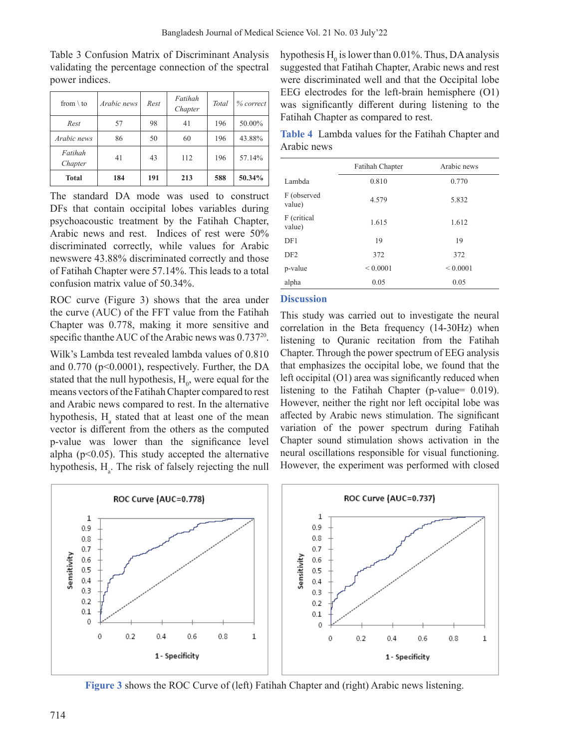Table 3 Confusion Matrix of Discriminant Analysis validating the percentage connection of the spectral power indices.

| from \ to | Arabic news | Rest | Fatihah Chapter | Total | % correct |
|---|---|---|---|---|---|
| Rest | 57 | 98 | 41 | 196 | 50.00% |
| Arabic news | 86 | 50 | 60 | 196 | 43.88% |
| Fatihah Chapter | 41 | 43 | 112 | 196 | 57.14% |
| **Total** | **184** | **191** | **213** | **588** | **50.34%** |

The standard DA mode was used to construct DFs that contain occipital lobes variables during psychoacoustic treatment by the Fatihah Chapter, Arabic news and rest. Indices of rest were 50% discriminated correctly, while values for Arabic newswere 43.88% discriminated correctly and those of Fatihah Chapter were 57.14%. This leads to a total confusion matrix value of 50.34%.

ROC curve (Figure 3) shows that the area under the curve (AUC) of the FFT value from the Fatihah Chapter was 0.778, making it more sensitive and specific thanthe AUC of the Arabic news was 0.737[20].

Wilk's Lambda test revealed lambda values of 0.810 and 0.770 ($p<0.0001$), respectively. Further, the DA stated that the null hypothesis, $H_0$, were equal for the means vectors of the Fatihah Chapter compared to rest and Arabic news compared to rest. In the alternative hypothesis, $H_a$ stated that at least one of the mean vector is different from the others as the computed p-value was lower than the significance level alpha ($p<0.05$). This study accepted the alternative hypothesis, $H_a$. The risk of falsely rejecting the null hypothesis $H_0$ is lower than 0.01%. Thus, DA analysis suggested that Fatihah Chapter, Arabic news and rest were discriminated well and that the Occipital lobe EEG electrodes for the left-brain hemisphere (O1) was significantly different during listening to the Fatihah Chapter as compared to rest.

**Table 4** Lambda values for the Fatihah Chapter and Arabic news

| | Fatihah Chapter | Arabic news |
|---|---|---|
| Lambda | 0.810 | 0.770 |
| F (observed value) | 4.579 | 5.832 |
| F (critical value) | 1.615 | 1.612 |
| DF1 | 19 | 19 |
| DF2 | 372 | 372 |
| p-value | < 0.0001 | < 0.0001 |
| alpha | 0.05 | 0.05 |

## Discussion

This study was carried out to investigate the neural correlation in the Beta frequency (14-30Hz) when listening to Quranic recitation from the Fatihah Chapter. Through the power spectrum of EEG analysis that emphasizes the occipital lobe, we found that the left occipital (O1) area was significantly reduced when listening to the Fatihah Chapter (p-value= 0.019). However, neither the right nor left occipital lobe was affected by Arabic news stimulation. The significant variation of the power spectrum during Fatihah Chapter sound stimulation shows activation in the neural oscillations responsible for visual functioning. However, the experiment was performed with closed

**Figure 3** shows the ROC Curve of (left) Fatihah Chapter and (right) Arabic news listening.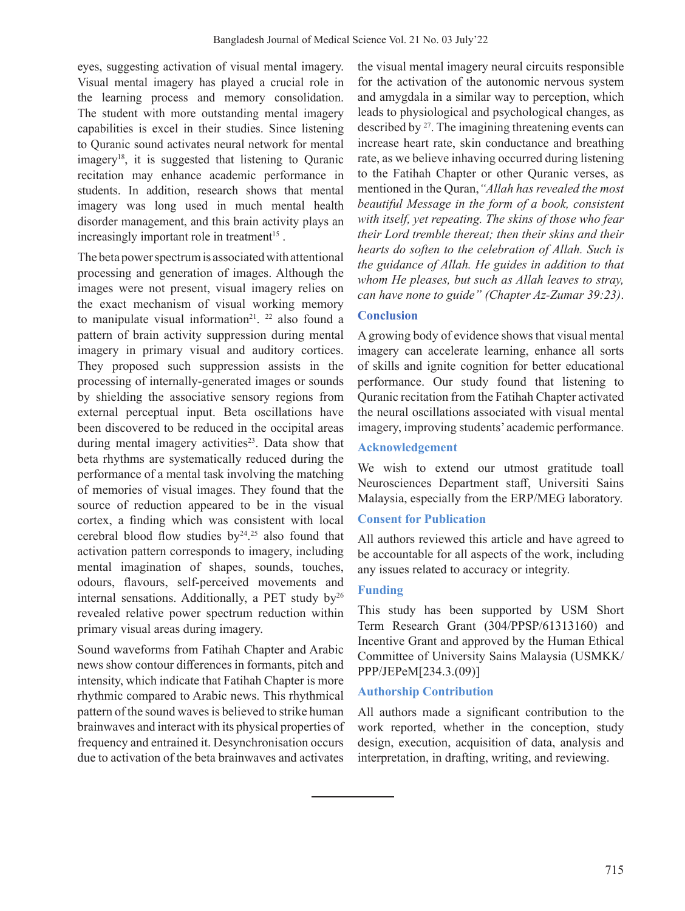eyes, suggesting activation of visual mental imagery. Visual mental imagery has played a crucial role in the learning process and memory consolidation. The student with more outstanding mental imagery capabilities is excel in their studies. Since listening to Quranic sound activates neural network for mental imagery[18], it is suggested that listening to Quranic recitation may enhance academic performance in students. In addition, research shows that mental imagery was long used in much mental health disorder management, and this brain activity plays an increasingly important role in treatment[15] .

The beta power spectrum is associated with attentional processing and generation of images. Although the images were not present, visual imagery relies on the exact mechanism of visual working memory to manipulate visual information[21]. [22] also found a pattern of brain activity suppression during mental imagery in primary visual and auditory cortices. They proposed such suppression assists in the processing of internally-generated images or sounds by shielding the associative sensory regions from external perceptual input. Beta oscillations have been discovered to be reduced in the occipital areas during mental imagery activities[23]. Data show that beta rhythms are systematically reduced during the performance of a mental task involving the matching of memories of visual images. They found that the source of reduction appeared to be in the visual cortex, a finding which was consistent with local cerebral blood flow studies by[24].[25] also found that activation pattern corresponds to imagery, including mental imagination of shapes, sounds, touches, odours, flavours, self-perceived movements and internal sensations. Additionally, a PET study by[26] revealed relative power spectrum reduction within primary visual areas during imagery.

Sound waveforms from Fatihah Chapter and Arabic news show contour differences in formants, pitch and intensity, which indicate that Fatihah Chapter is more rhythmic compared to Arabic news. This rhythmical pattern of the sound waves is believed to strike human brainwaves and interact with its physical properties of frequency and entrained it. Desynchronisation occurs due to activation of the beta brainwaves and activates the visual mental imagery neural circuits responsible for the activation of the autonomic nervous system and amygdala in a similar way to perception, which leads to physiological and psychological changes, as described by [27]. The imagining threatening events can increase heart rate, skin conductance and breathing rate, as we believe inhaving occurred during listening to the Fatihah Chapter or other Quranic verses, as mentioned in the Quran, *"Allah has revealed the most beautiful Message in the form of a book, consistent with itself, yet repeating. The skins of those who fear their Lord tremble thereat; then their skins and their hearts do soften to the celebration of Allah. Such is the guidance of Allah. He guides in addition to that whom He pleases, but such as Allah leaves to stray, can have none to guide" (Chapter Az-Zumar 39:23)*.

## Conclusion

A growing body of evidence shows that visual mental imagery can accelerate learning, enhance all sorts of skills and ignite cognition for better educational performance. Our study found that listening to Quranic recitation from the Fatihah Chapter activated the neural oscillations associated with visual mental imagery, improving students' academic performance.

## Acknowledgement

We wish to extend our utmost gratitude toall Neurosciences Department staff, Universiti Sains Malaysia, especially from the ERP/MEG laboratory.

## Consent for Publication

All authors reviewed this article and have agreed to be accountable for all aspects of the work, including any issues related to accuracy or integrity.

## Funding

This study has been supported by USM Short Term Research Grant (304/PPSP/61313160) and Incentive Grant and approved by the Human Ethical Committee of University Sains Malaysia (USMKK/PPP/JEPeM[234.3.(09)]

## Authorship Contribution

All authors made a significant contribution to the work reported, whether in the conception, study design, execution, acquisition of data, analysis and interpretation, in drafting, writing, and reviewing.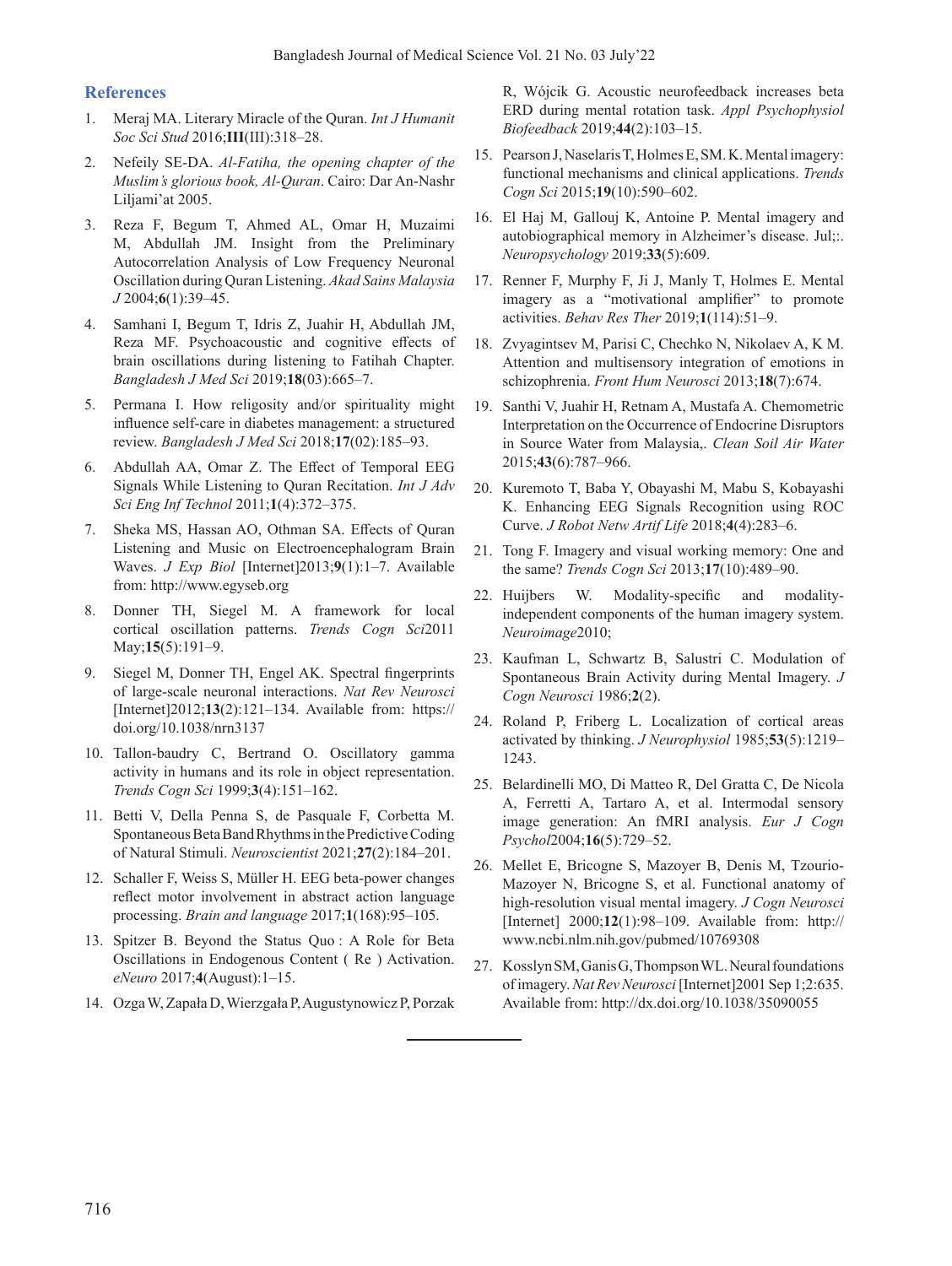## References

1. Meraj MA. Literary Miracle of the Quran. *Int J Humanit Soc Sci Stud* 2016;**III**(III):318–28.
2. Nefeily SE-DA. *Al-Fatiha, the opening chapter of the Muslim's glorious book, Al-Quran*. Cairo: Dar An-Nashr Liljami'at 2005.
3. Reza F, Begum T, Ahmed AL, Omar H, Muzaimi M, Abdullah JM. Insight from the Preliminary Autocorrelation Analysis of Low Frequency Neuronal Oscillation during Quran Listening. *Akad Sains Malaysia J* 2004;**6**(1):39–45.
4. Samhani I, Begum T, Idris Z, Juahir H, Abdullah JM, Reza MF. Psychoacoustic and cognitive effects of brain oscillations during listening to Fatihah Chapter. *Bangladesh J Med Sci* 2019;**18**(03):665–7.
5. Permana I. How religosity and/or spirituality might influence self-care in diabetes management: a structured review. *Bangladesh J Med Sci* 2018;**17**(02):185–93.
6. Abdullah AA, Omar Z. The Effect of Temporal EEG Signals While Listening to Quran Recitation. *Int J Adv Sci Eng Inf Technol* 2011;**1**(4):372–375.
7. Sheka MS, Hassan AO, Othman SA. Effects of Quran Listening and Music on Electroencephalogram Brain Waves. *J Exp Biol* [Internet]2013;**9**(1):1–7. Available from: http://www.egyseb.org
8. Donner TH, Siegel M. A framework for local cortical oscillation patterns. *Trends Cogn Sci*2011 May;**15**(5):191–9.
9. Siegel M, Donner TH, Engel AK. Spectral fingerprints of large-scale neuronal interactions. *Nat Rev Neurosci* [Internet]2012;**13**(2):121–134. Available from: https://doi.org/10.1038/nrn3137
10. Tallon-baudry C, Bertrand O. Oscillatory gamma activity in humans and its role in object representation. *Trends Cogn Sci* 1999;**3**(4):151–162.
11. Betti V, Della Penna S, de Pasquale F, Corbetta M. Spontaneous Beta Band Rhythms in the Predictive Coding of Natural Stimuli. *Neuroscientist* 2021;**27**(2):184–201.
12. Schaller F, Weiss S, Müller H. EEG beta-power changes reflect motor involvement in abstract action language processing. *Brain and language* 2017;**1**(168):95–105.
13. Spitzer B. Beyond the Status Quo : A Role for Beta Oscillations in Endogenous Content ( Re ) Activation. *eNeuro* 2017;**4**(August):1–15.
14. Ozga W, Zapała D, Wierzgała P, Augustynowicz P, Porzak R, Wójcik G. Acoustic neurofeedback increases beta ERD during mental rotation task. *Appl Psychophysiol Biofeedback* 2019;**44**(2):103–15.
15. Pearson J, Naselaris T, Holmes E, SM. K. Mental imagery: functional mechanisms and clinical applications. *Trends Cogn Sci* 2015;**19**(10):590–602.
16. El Haj M, Gallouj K, Antoine P. Mental imagery and autobiographical memory in Alzheimer's disease. Jul;:. *Neuropsychology* 2019;**33**(5):609.
17. Renner F, Murphy F, Ji J, Manly T, Holmes E. Mental imagery as a "motivational amplifier" to promote activities. *Behav Res Ther* 2019;**1**(114):51–9.
18. Zvyagintsev M, Parisi C, Chechko N, Nikolaev A, K M. Attention and multisensory integration of emotions in schizophrenia. *Front Hum Neurosci* 2013;**18**(7):674.
19. Santhi V, Juahir H, Retnam A, Mustafa A. Chemometric Interpretation on the Occurrence of Endocrine Disruptors in Source Water from Malaysia,. *Clean Soil Air Water* 2015;**43**(6):787–966.
20. Kuremoto T, Baba Y, Obayashi M, Mabu S, Kobayashi K. Enhancing EEG Signals Recognition using ROC Curve. *J Robot Netw Artif Life* 2018;**4**(4):283–6.
21. Tong F. Imagery and visual working memory: One and the same? *Trends Cogn Sci* 2013;**17**(10):489–90.
22. Huijbers W. Modality-specific and modality-independent components of the human imagery system. *Neuroimage*2010;
23. Kaufman L, Schwartz B, Salustri C. Modulation of Spontaneous Brain Activity during Mental Imagery. *J Cogn Neurosci* 1986;**2**(2).
24. Roland P, Friberg L. Localization of cortical areas activated by thinking. *J Neurophysiol* 1985;**53**(5):1219–1243.
25. Belardinelli MO, Di Matteo R, Del Gratta C, De Nicola A, Ferretti A, Tartaro A, et al. Intermodal sensory image generation: An fMRI analysis. *Eur J Cogn Psychol*2004;**16**(5):729–52.
26. Mellet E, Bricogne S, Mazoyer B, Denis M, Tzourio-Mazoyer N, Bricogne S, et al. Functional anatomy of high-resolution visual mental imagery. *J Cogn Neurosci* [Internet] 2000;**12**(1):98–109. Available from: http://www.ncbi.nlm.nih.gov/pubmed/10769308
27. Kosslyn SM, Ganis G, Thompson WL. Neural foundations of imagery. *Nat Rev Neurosci* [Internet]2001 Sep 1;2:635. Available from: http://dx.doi.org/10.1038/35090055